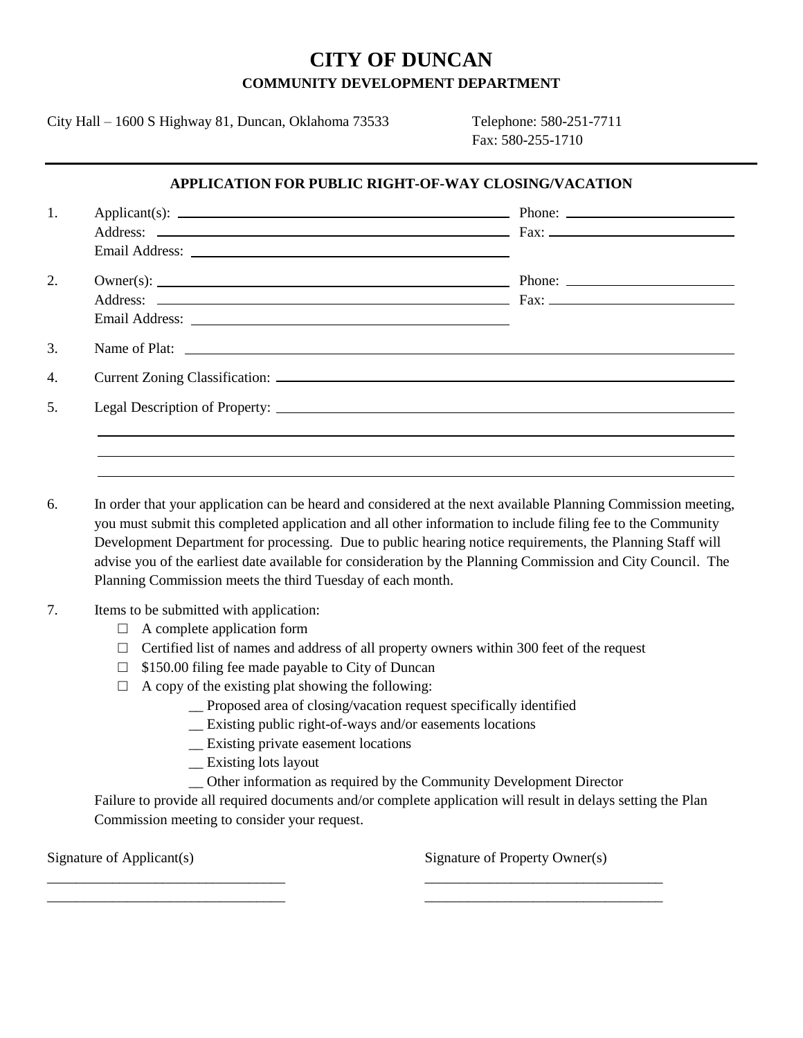# CITY OF DUNCAN

## COMMUNITY DEVELOPMENT DEPARTMENT

City Hall – 1600 S Highway 81, Duncan, Oklahoma 73533

Telephone: 580-251-7711
Fax: 580-255-1710

---

### APPLICATION FOR PUBLIC RIGHT-OF-WAY CLOSING/VACATION

1. Applicant(s): ______________________________ Phone: ______________________
   Address: ______________________________ Fax: ______________________
   Email Address: ______________________________

2. Owner(s): ______________________________ Phone: ______________________
   Address: ______________________________ Fax: ______________________
   Email Address: ______________________________

3. Name of Plat: ______________________________

4. Current Zoning Classification: ______________________________

5. Legal Description of Property: ______________________________
   ______________________________
   ______________________________
   ______________________________

6. In order that your application can be heard and considered at the next available Planning Commission meeting, you must submit this completed application and all other information to include filing fee to the Community Development Department for processing. Due to public hearing notice requirements, the Planning Staff will advise you of the earliest date available for consideration by the Planning Commission and City Council. The Planning Commission meets the third Tuesday of each month.

7. Items to be submitted with application:
   - ☐ A complete application form
   - ☐ Certified list of names and address of all property owners within 300 feet of the request
   - ☐ $150.00 filing fee made payable to City of Duncan
   - ☐ A copy of the existing plat showing the following:
     - __ Proposed area of closing/vacation request specifically identified
     - __ Existing public right-of-ways and/or easements locations
     - __ Existing private easement locations
     - __ Existing lots layout
     - __ Other information as required by the Community Development Director

   Failure to provide all required documents and/or complete application will result in delays setting the Plan Commission meeting to consider your request.

Signature of Applicant(s)

________________________________

________________________________

Signature of Property Owner(s)

________________________________

________________________________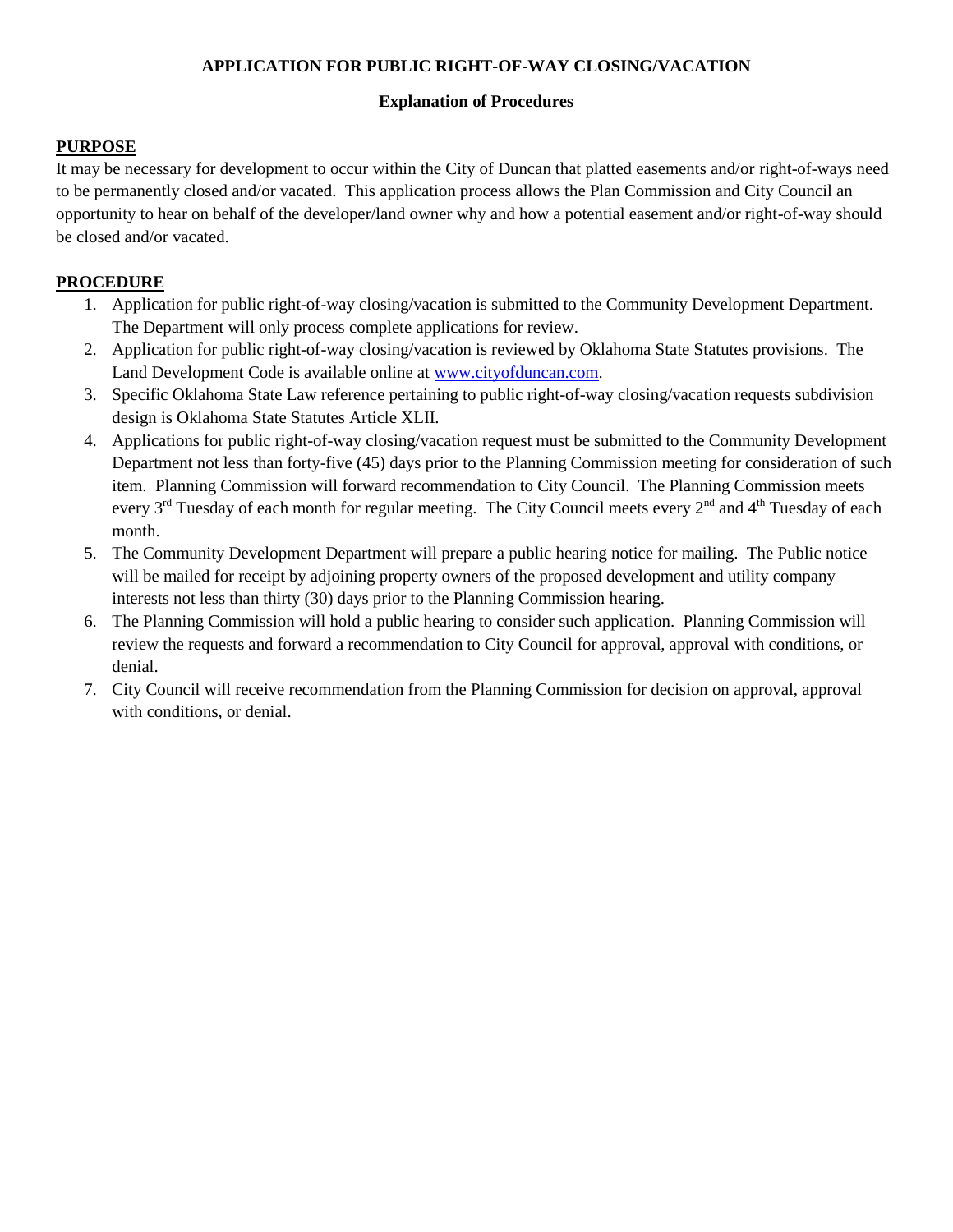**APPLICATION FOR PUBLIC RIGHT-OF-WAY CLOSING/VACATION**

**Explanation of Procedures**

**PURPOSE**

It may be necessary for development to occur within the City of Duncan that platted easements and/or right-of-ways need to be permanently closed and/or vacated. This application process allows the Plan Commission and City Council an opportunity to hear on behalf of the developer/land owner why and how a potential easement and/or right-of-way should be closed and/or vacated.

**PROCEDURE**

1. Application for public right-of-way closing/vacation is submitted to the Community Development Department. The Department will only process complete applications for review.
2. Application for public right-of-way closing/vacation is reviewed by Oklahoma State Statutes provisions. The Land Development Code is available online at www.cityofduncan.com.
3. Specific Oklahoma State Law reference pertaining to public right-of-way closing/vacation requests subdivision design is Oklahoma State Statutes Article XLII.
4. Applications for public right-of-way closing/vacation request must be submitted to the Community Development Department not less than forty-five (45) days prior to the Planning Commission meeting for consideration of such item. Planning Commission will forward recommendation to City Council. The Planning Commission meets every 3rd Tuesday of each month for regular meeting. The City Council meets every 2nd and 4th Tuesday of each month.
5. The Community Development Department will prepare a public hearing notice for mailing. The Public notice will be mailed for receipt by adjoining property owners of the proposed development and utility company interests not less than thirty (30) days prior to the Planning Commission hearing.
6. The Planning Commission will hold a public hearing to consider such application. Planning Commission will review the requests and forward a recommendation to City Council for approval, approval with conditions, or denial.
7. City Council will receive recommendation from the Planning Commission for decision on approval, approval with conditions, or denial.